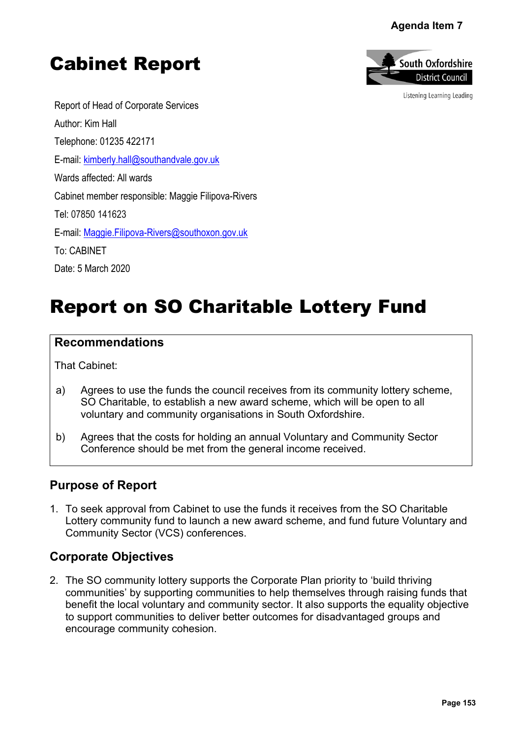Agenda Item 7

# Cabinet Report

South Oxfordshire District Council

Listening Learning Leading

Report of Head of Corporate Services

Author: Kim Hall

Telephone: 01235 422171

E-mail: kimberly.hall@southandvale.gov.uk

Wards affected: All wards

Cabinet member responsible: Maggie Filipova-Rivers

Tel: 07850 141623

E-mail: Maggie.Filipova-Rivers@southoxon.gov.uk

To: CABINET

Date: 5 March 2020

# Report on SO Charitable Lottery Fund

## Recommendations

That Cabinet:

a) Agrees to use the funds the council receives from its community lottery scheme, SO Charitable, to establish a new award scheme, which will be open to all voluntary and community organisations in South Oxfordshire.

b) Agrees that the costs for holding an annual Voluntary and Community Sector Conference should be met from the general income received.

## Purpose of Report

1. To seek approval from Cabinet to use the funds it receives from the SO Charitable Lottery community fund to launch a new award scheme, and fund future Voluntary and Community Sector (VCS) conferences.

## Corporate Objectives

2. The SO community lottery supports the Corporate Plan priority to 'build thriving communities' by supporting communities to help themselves through raising funds that benefit the local voluntary and community sector. It also supports the equality objective to support communities to deliver better outcomes for disadvantaged groups and encourage community cohesion.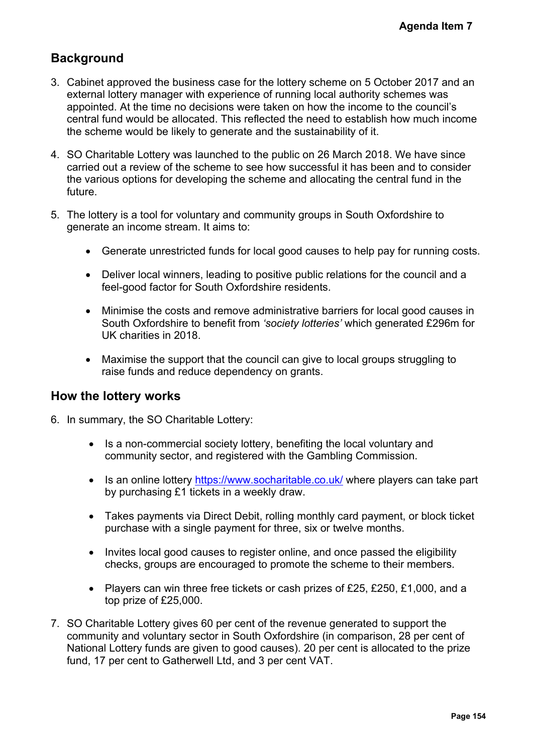## Background

3. Cabinet approved the business case for the lottery scheme on 5 October 2017 and an external lottery manager with experience of running local authority schemes was appointed. At the time no decisions were taken on how the income to the council's central fund would be allocated. This reflected the need to establish how much income the scheme would be likely to generate and the sustainability of it.

4. SO Charitable Lottery was launched to the public on 26 March 2018. We have since carried out a review of the scheme to see how successful it has been and to consider the various options for developing the scheme and allocating the central fund in the future.

5. The lottery is a tool for voluntary and community groups in South Oxfordshire to generate an income stream. It aims to:

   - Generate unrestricted funds for local good causes to help pay for running costs.
   - Deliver local winners, leading to positive public relations for the council and a feel-good factor for South Oxfordshire residents.
   - Minimise the costs and remove administrative barriers for local good causes in South Oxfordshire to benefit from *'society lotteries'* which generated £296m for UK charities in 2018.
   - Maximise the support that the council can give to local groups struggling to raise funds and reduce dependency on grants.

## How the lottery works

6. In summary, the SO Charitable Lottery:

   - Is a non-commercial society lottery, benefiting the local voluntary and community sector, and registered with the Gambling Commission.
   - Is an online lottery [https://www.socharitable.co.uk/](https://www.socharitable.co.uk/) where players can take part by purchasing £1 tickets in a weekly draw.
   - Takes payments via Direct Debit, rolling monthly card payment, or block ticket purchase with a single payment for three, six or twelve months.
   - Invites local good causes to register online, and once passed the eligibility checks, groups are encouraged to promote the scheme to their members.
   - Players can win three free tickets or cash prizes of £25, £250, £1,000, and a top prize of £25,000.

7. SO Charitable Lottery gives 60 per cent of the revenue generated to support the community and voluntary sector in South Oxfordshire (in comparison, 28 per cent of National Lottery funds are given to good causes). 20 per cent is allocated to the prize fund, 17 per cent to Gatherwell Ltd, and 3 per cent VAT.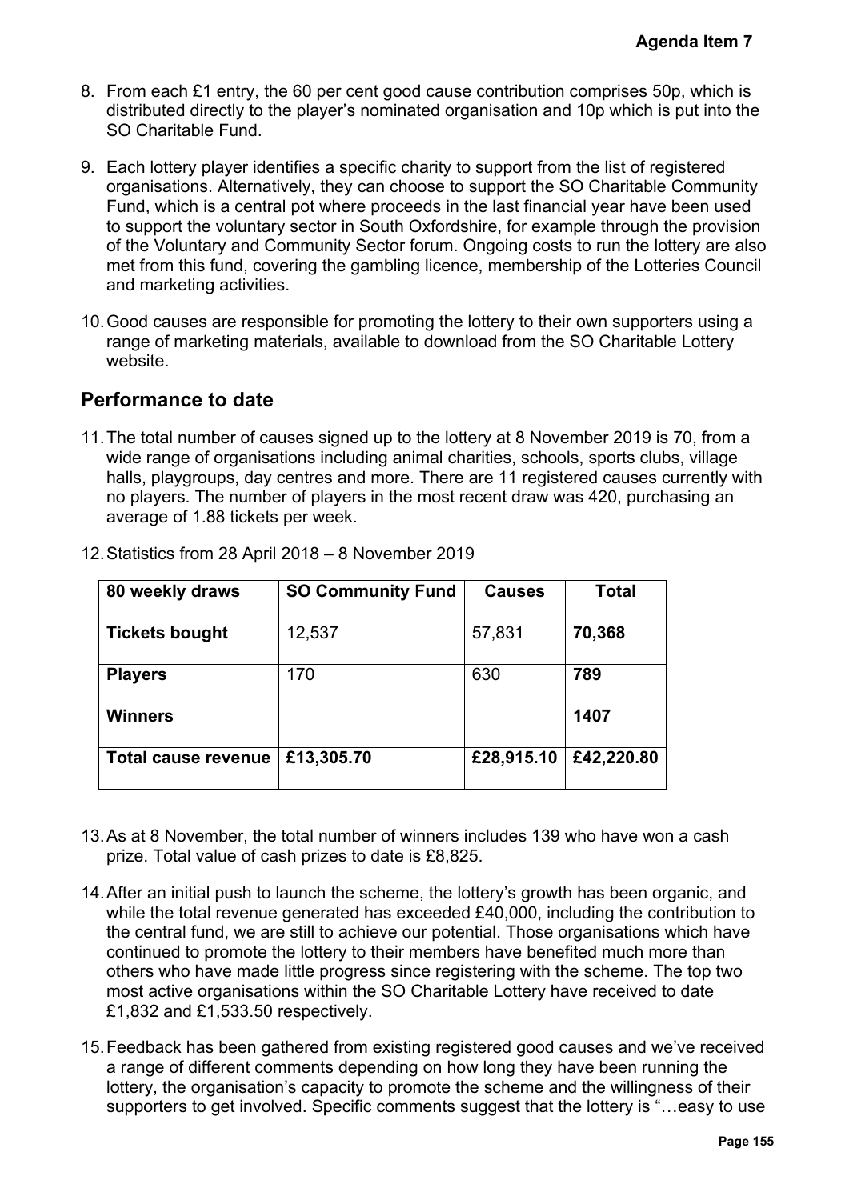8. From each £1 entry, the 60 per cent good cause contribution comprises 50p, which is distributed directly to the player's nominated organisation and 10p which is put into the SO Charitable Fund.

9. Each lottery player identifies a specific charity to support from the list of registered organisations. Alternatively, they can choose to support the SO Charitable Community Fund, which is a central pot where proceeds in the last financial year have been used to support the voluntary sector in South Oxfordshire, for example through the provision of the Voluntary and Community Sector forum. Ongoing costs to run the lottery are also met from this fund, covering the gambling licence, membership of the Lotteries Council and marketing activities.

10. Good causes are responsible for promoting the lottery to their own supporters using a range of marketing materials, available to download from the SO Charitable Lottery website.

## Performance to date

11. The total number of causes signed up to the lottery at 8 November 2019 is 70, from a wide range of organisations including animal charities, schools, sports clubs, village halls, playgroups, day centres and more. There are 11 registered causes currently with no players. The number of players in the most recent draw was 420, purchasing an average of 1.88 tickets per week.

12. Statistics from 28 April 2018 – 8 November 2019

| 80 weekly draws | SO Community Fund | Causes | Total |
|---|---|---|---|
| **Tickets bought** | 12,537 | 57,831 | **70,368** |
| **Players** | 170 | 630 | **789** |
| **Winners** | | | **1407** |
| **Total cause revenue** | **£13,305.70** | **£28,915.10** | **£42,220.80** |

13. As at 8 November, the total number of winners includes 139 who have won a cash prize. Total value of cash prizes to date is £8,825.

14. After an initial push to launch the scheme, the lottery's growth has been organic, and while the total revenue generated has exceeded £40,000, including the contribution to the central fund, we are still to achieve our potential. Those organisations which have continued to promote the lottery to their members have benefited much more than others who have made little progress since registering with the scheme. The top two most active organisations within the SO Charitable Lottery have received to date £1,832 and £1,533.50 respectively.

15. Feedback has been gathered from existing registered good causes and we've received a range of different comments depending on how long they have been running the lottery, the organisation's capacity to promote the scheme and the willingness of their supporters to get involved. Specific comments suggest that the lottery is "…easy to use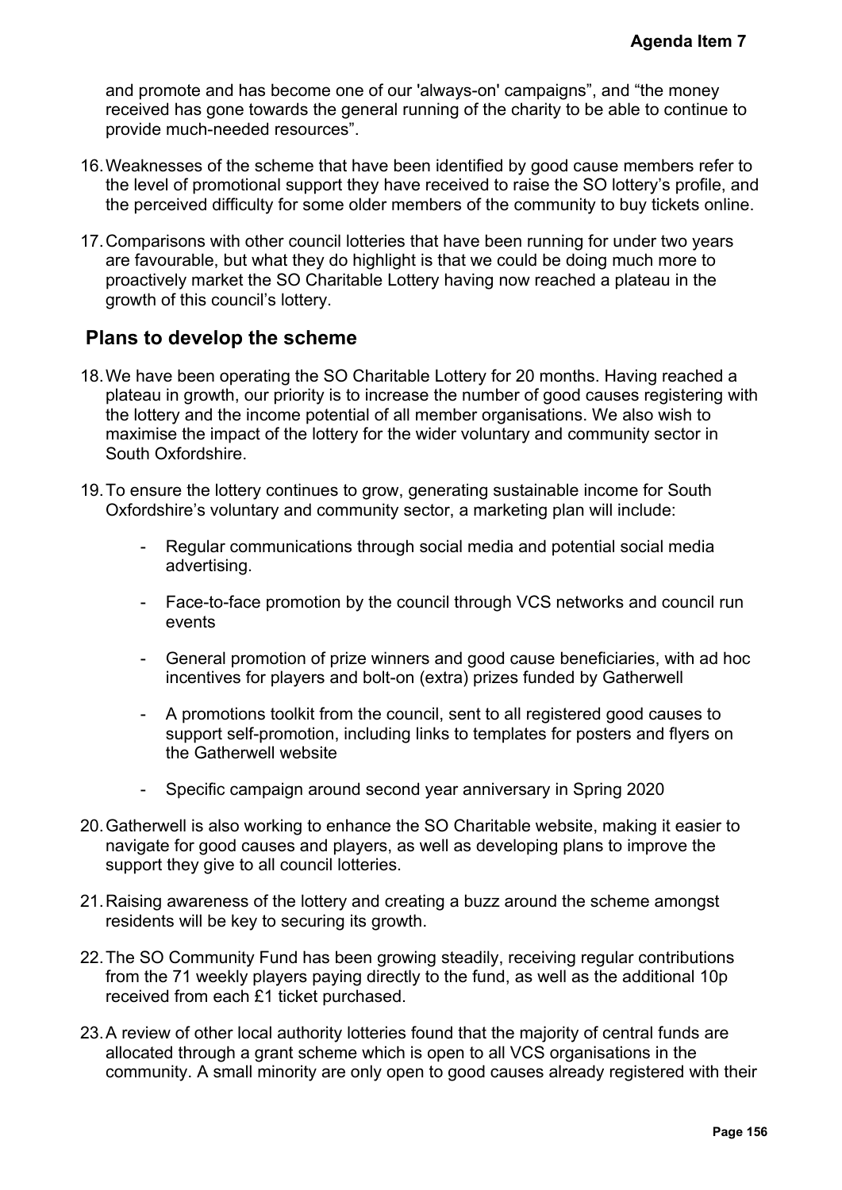and promote and has become one of our 'always-on' campaigns", and "the money received has gone towards the general running of the charity to be able to continue to provide much-needed resources".

16. Weaknesses of the scheme that have been identified by good cause members refer to the level of promotional support they have received to raise the SO lottery's profile, and the perceived difficulty for some older members of the community to buy tickets online.

17. Comparisons with other council lotteries that have been running for under two years are favourable, but what they do highlight is that we could be doing much more to proactively market the SO Charitable Lottery having now reached a plateau in the growth of this council's lottery.

## Plans to develop the scheme

18. We have been operating the SO Charitable Lottery for 20 months. Having reached a plateau in growth, our priority is to increase the number of good causes registering with the lottery and the income potential of all member organisations. We also wish to maximise the impact of the lottery for the wider voluntary and community sector in South Oxfordshire.

19. To ensure the lottery continues to grow, generating sustainable income for South Oxfordshire's voluntary and community sector, a marketing plan will include:

    - Regular communications through social media and potential social media advertising.
    - Face-to-face promotion by the council through VCS networks and council run events
    - General promotion of prize winners and good cause beneficiaries, with ad hoc incentives for players and bolt-on (extra) prizes funded by Gatherwell
    - A promotions toolkit from the council, sent to all registered good causes to support self-promotion, including links to templates for posters and flyers on the Gatherwell website
    - Specific campaign around second year anniversary in Spring 2020

20. Gatherwell is also working to enhance the SO Charitable website, making it easier to navigate for good causes and players, as well as developing plans to improve the support they give to all council lotteries.

21. Raising awareness of the lottery and creating a buzz around the scheme amongst residents will be key to securing its growth.

22. The SO Community Fund has been growing steadily, receiving regular contributions from the 71 weekly players paying directly to the fund, as well as the additional 10p received from each £1 ticket purchased.

23. A review of other local authority lotteries found that the majority of central funds are allocated through a grant scheme which is open to all VCS organisations in the community. A small minority are only open to good causes already registered with their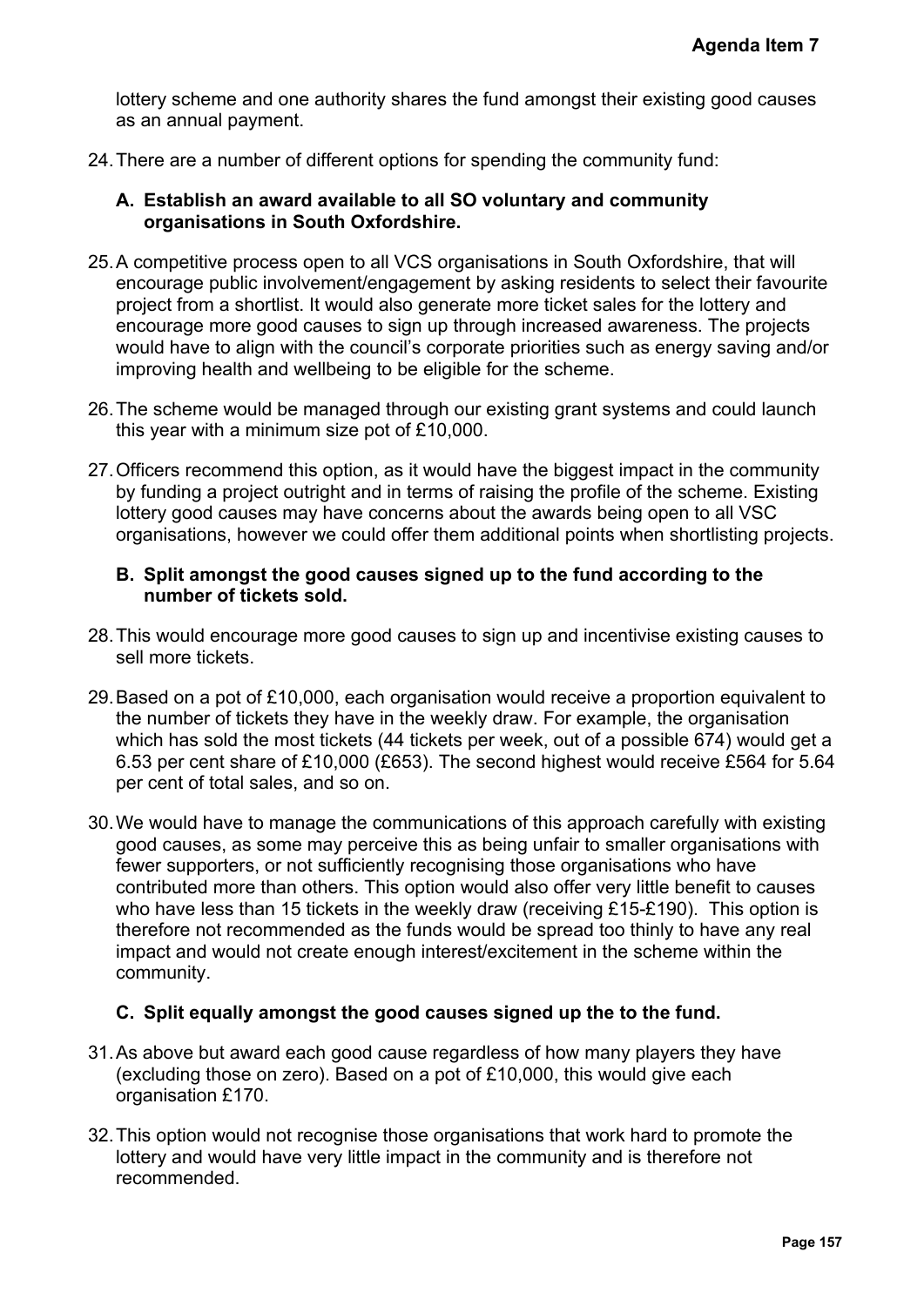lottery scheme and one authority shares the fund amongst their existing good causes as an annual payment.

24. There are a number of different options for spending the community fund:

### A. Establish an award available to all SO voluntary and community organisations in South Oxfordshire.

25. A competitive process open to all VCS organisations in South Oxfordshire, that will encourage public involvement/engagement by asking residents to select their favourite project from a shortlist. It would also generate more ticket sales for the lottery and encourage more good causes to sign up through increased awareness. The projects would have to align with the council's corporate priorities such as energy saving and/or improving health and wellbeing to be eligible for the scheme.

26. The scheme would be managed through our existing grant systems and could launch this year with a minimum size pot of £10,000.

27. Officers recommend this option, as it would have the biggest impact in the community by funding a project outright and in terms of raising the profile of the scheme. Existing lottery good causes may have concerns about the awards being open to all VSC organisations, however we could offer them additional points when shortlisting projects.

### B. Split amongst the good causes signed up to the fund according to the number of tickets sold.

28. This would encourage more good causes to sign up and incentivise existing causes to sell more tickets.

29. Based on a pot of £10,000, each organisation would receive a proportion equivalent to the number of tickets they have in the weekly draw. For example, the organisation which has sold the most tickets (44 tickets per week, out of a possible 674) would get a 6.53 per cent share of £10,000 (£653). The second highest would receive £564 for 5.64 per cent of total sales, and so on.

30. We would have to manage the communications of this approach carefully with existing good causes, as some may perceive this as being unfair to smaller organisations with fewer supporters, or not sufficiently recognising those organisations who have contributed more than others. This option would also offer very little benefit to causes who have less than 15 tickets in the weekly draw (receiving £15-£190). This option is therefore not recommended as the funds would be spread too thinly to have any real impact and would not create enough interest/excitement in the scheme within the community.

### C. Split equally amongst the good causes signed up the to the fund.

31. As above but award each good cause regardless of how many players they have (excluding those on zero). Based on a pot of £10,000, this would give each organisation £170.

32. This option would not recognise those organisations that work hard to promote the lottery and would have very little impact in the community and is therefore not recommended.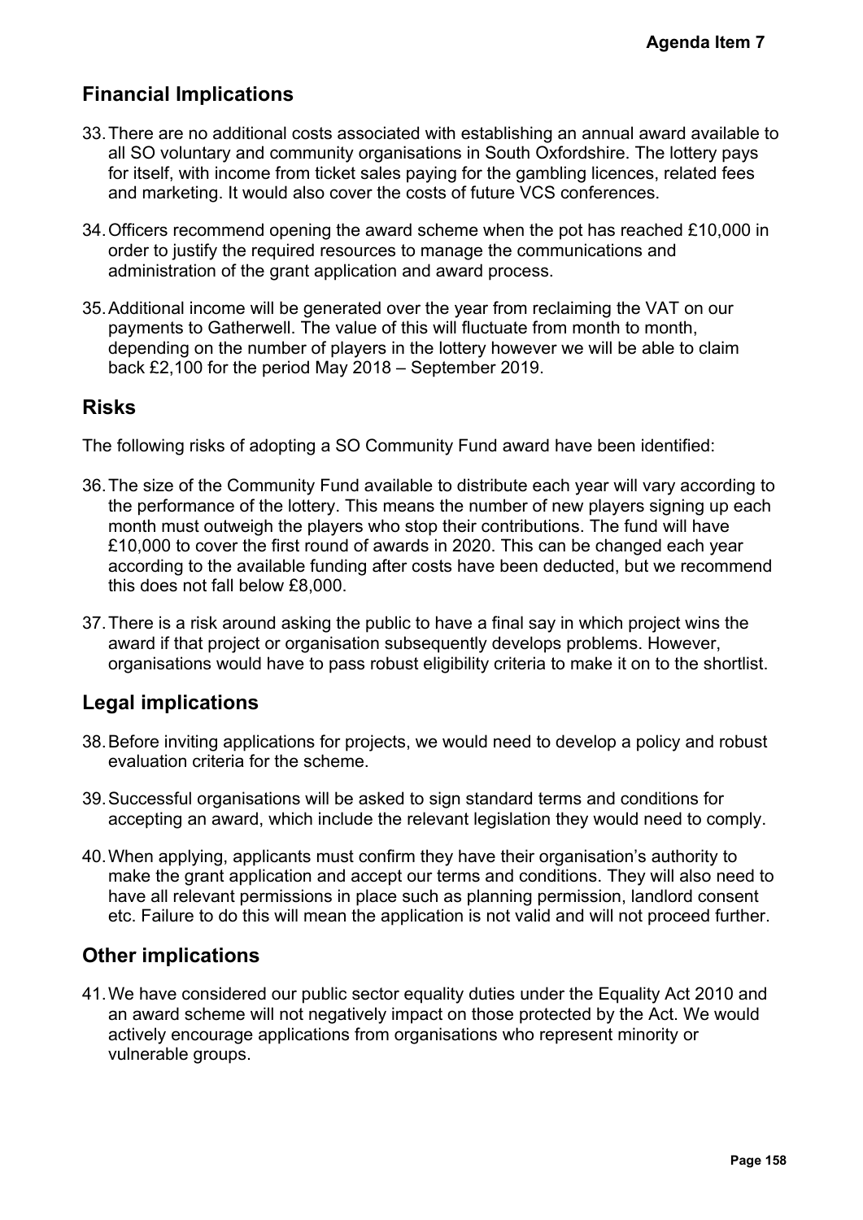## Financial Implications

33. There are no additional costs associated with establishing an annual award available to all SO voluntary and community organisations in South Oxfordshire. The lottery pays for itself, with income from ticket sales paying for the gambling licences, related fees and marketing. It would also cover the costs of future VCS conferences.

34. Officers recommend opening the award scheme when the pot has reached £10,000 in order to justify the required resources to manage the communications and administration of the grant application and award process.

35. Additional income will be generated over the year from reclaiming the VAT on our payments to Gatherwell. The value of this will fluctuate from month to month, depending on the number of players in the lottery however we will be able to claim back £2,100 for the period May 2018 – September 2019.

## Risks

The following risks of adopting a SO Community Fund award have been identified:

36. The size of the Community Fund available to distribute each year will vary according to the performance of the lottery. This means the number of new players signing up each month must outweigh the players who stop their contributions. The fund will have £10,000 to cover the first round of awards in 2020. This can be changed each year according to the available funding after costs have been deducted, but we recommend this does not fall below £8,000.

37. There is a risk around asking the public to have a final say in which project wins the award if that project or organisation subsequently develops problems. However, organisations would have to pass robust eligibility criteria to make it on to the shortlist.

## Legal implications

38. Before inviting applications for projects, we would need to develop a policy and robust evaluation criteria for the scheme.

39. Successful organisations will be asked to sign standard terms and conditions for accepting an award, which include the relevant legislation they would need to comply.

40. When applying, applicants must confirm they have their organisation's authority to make the grant application and accept our terms and conditions. They will also need to have all relevant permissions in place such as planning permission, landlord consent etc. Failure to do this will mean the application is not valid and will not proceed further.

## Other implications

41. We have considered our public sector equality duties under the Equality Act 2010 and an award scheme will not negatively impact on those protected by the Act. We would actively encourage applications from organisations who represent minority or vulnerable groups.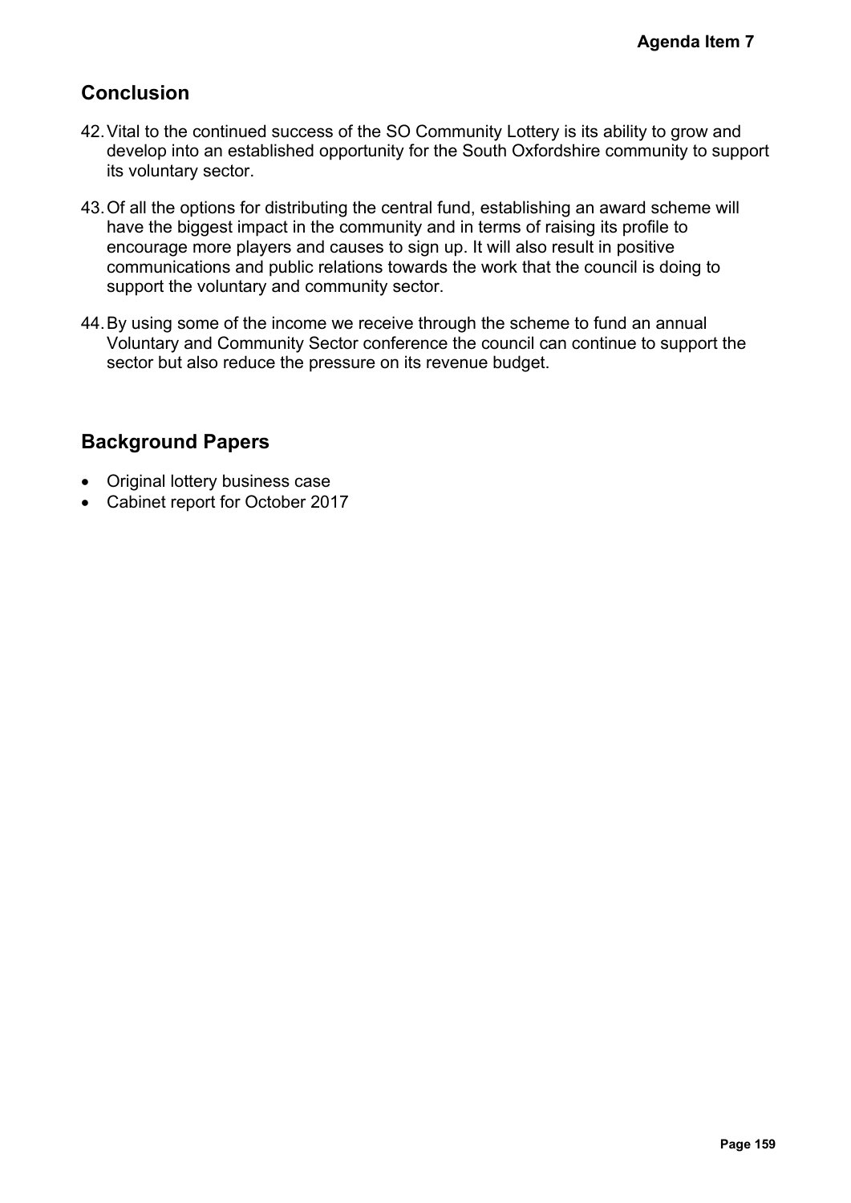## Conclusion

42. Vital to the continued success of the SO Community Lottery is its ability to grow and develop into an established opportunity for the South Oxfordshire community to support its voluntary sector.

43. Of all the options for distributing the central fund, establishing an award scheme will have the biggest impact in the community and in terms of raising its profile to encourage more players and causes to sign up. It will also result in positive communications and public relations towards the work that the council is doing to support the voluntary and community sector.

44. By using some of the income we receive through the scheme to fund an annual Voluntary and Community Sector conference the council can continue to support the sector but also reduce the pressure on its revenue budget.

## Background Papers

- Original lottery business case
- Cabinet report for October 2017